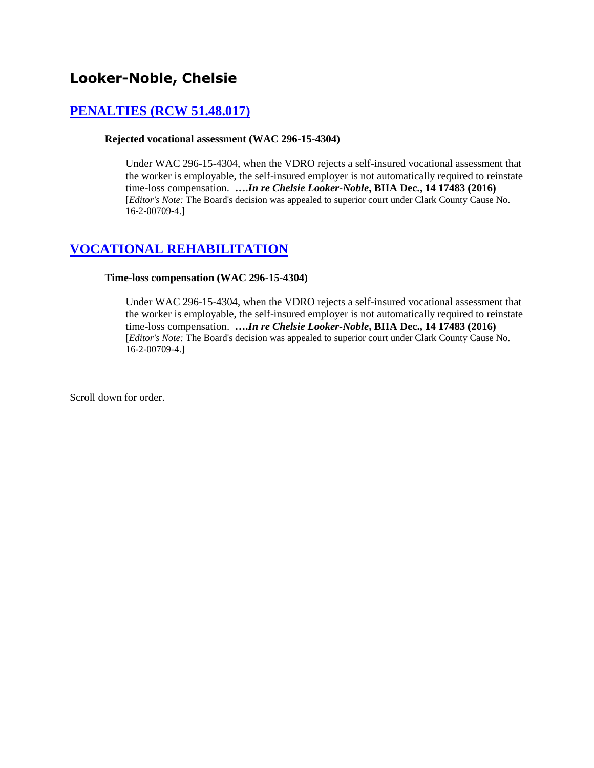## Looker-Noble, Chelsie

### [PENALTIES (RCW 51.48.017)]

**Rejected vocational assessment (WAC 296-15-4304)**

Under WAC 296-15-4304, when the VDRO rejects a self-insured vocational assessment that the worker is employable, the self-insured employer is not automatically required to reinstate time-loss compensation. ***….In re Chelsie Looker-Noble*, BIIA Dec., 14 17483 (2016)** [*Editor's Note:* The Board's decision was appealed to superior court under Clark County Cause No. 16-2-00709-4.]

### [VOCATIONAL REHABILITATION]

**Time-loss compensation (WAC 296-15-4304)**

Under WAC 296-15-4304, when the VDRO rejects a self-insured vocational assessment that the worker is employable, the self-insured employer is not automatically required to reinstate time-loss compensation. ***….In re Chelsie Looker-Noble*, BIIA Dec., 14 17483 (2016)** [*Editor's Note:* The Board's decision was appealed to superior court under Clark County Cause No. 16-2-00709-4.]

Scroll down for order.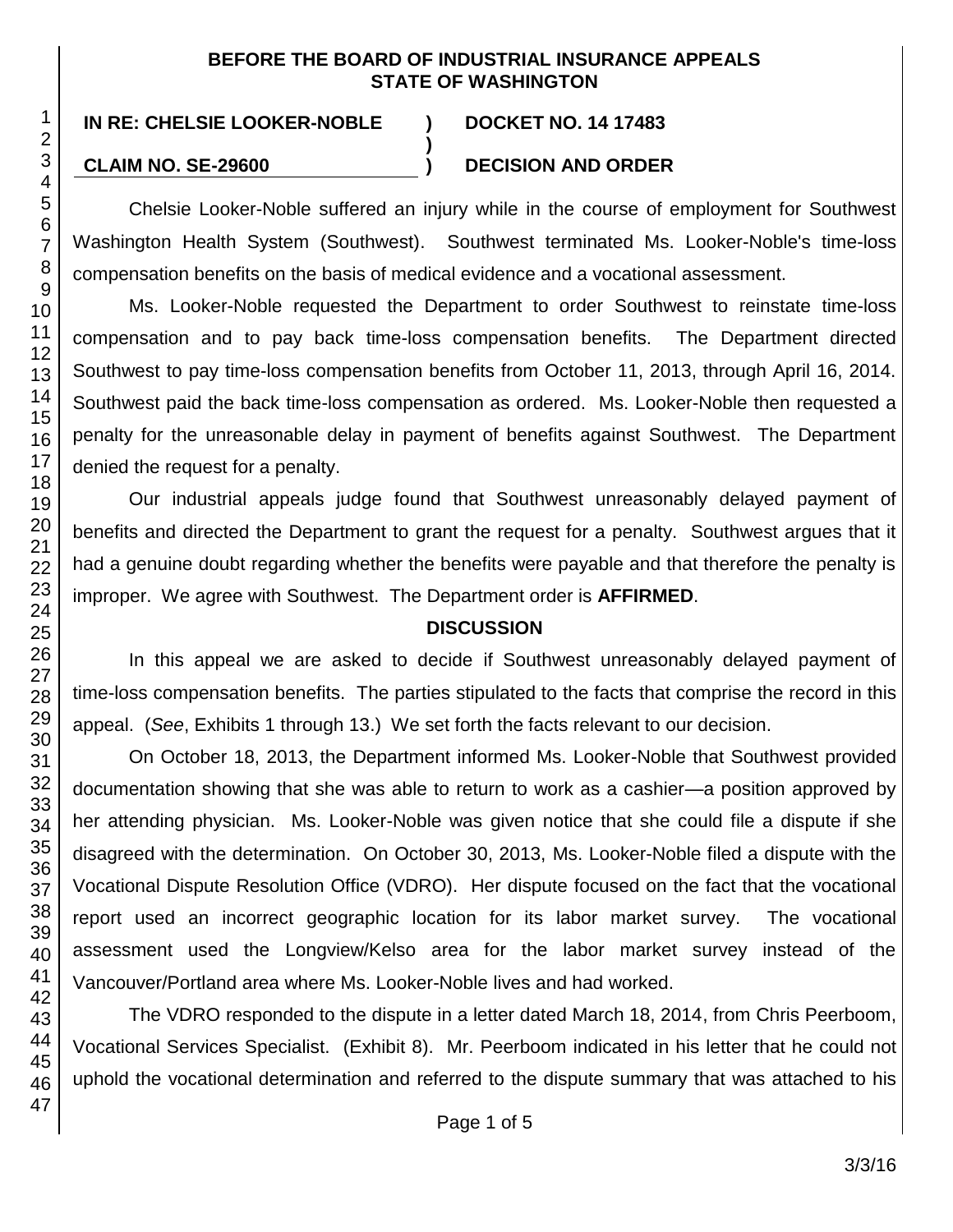**BEFORE THE BOARD OF INDUSTRIAL INSURANCE APPEALS STATE OF WASHINGTON**

**IN RE: CHELSIE LOOKER-NOBLE** ) **DOCKET NO. 14 17483**
)
**CLAIM NO. SE-29600** ) **DECISION AND ORDER**

Chelsie Looker-Noble suffered an injury while in the course of employment for Southwest Washington Health System (Southwest). Southwest terminated Ms. Looker-Noble's time-loss compensation benefits on the basis of medical evidence and a vocational assessment.

Ms. Looker-Noble requested the Department to order Southwest to reinstate time-loss compensation and to pay back time-loss compensation benefits. The Department directed Southwest to pay time-loss compensation benefits from October 11, 2013, through April 16, 2014. Southwest paid the back time-loss compensation as ordered. Ms. Looker-Noble then requested a penalty for the unreasonable delay in payment of benefits against Southwest. The Department denied the request for a penalty.

Our industrial appeals judge found that Southwest unreasonably delayed payment of benefits and directed the Department to grant the request for a penalty. Southwest argues that it had a genuine doubt regarding whether the benefits were payable and that therefore the penalty is improper. We agree with Southwest. The Department order is **AFFIRMED**.

## DISCUSSION

In this appeal we are asked to decide if Southwest unreasonably delayed payment of time-loss compensation benefits. The parties stipulated to the facts that comprise the record in this appeal. (*See*, Exhibits 1 through 13.) We set forth the facts relevant to our decision.

On October 18, 2013, the Department informed Ms. Looker-Noble that Southwest provided documentation showing that she was able to return to work as a cashier—a position approved by her attending physician. Ms. Looker-Noble was given notice that she could file a dispute if she disagreed with the determination. On October 30, 2013, Ms. Looker-Noble filed a dispute with the Vocational Dispute Resolution Office (VDRO). Her dispute focused on the fact that the vocational report used an incorrect geographic location for its labor market survey. The vocational assessment used the Longview/Kelso area for the labor market survey instead of the Vancouver/Portland area where Ms. Looker-Noble lives and had worked.

The VDRO responded to the dispute in a letter dated March 18, 2014, from Chris Peerboom, Vocational Services Specialist. (Exhibit 8). Mr. Peerboom indicated in his letter that he could not uphold the vocational determination and referred to the dispute summary that was attached to his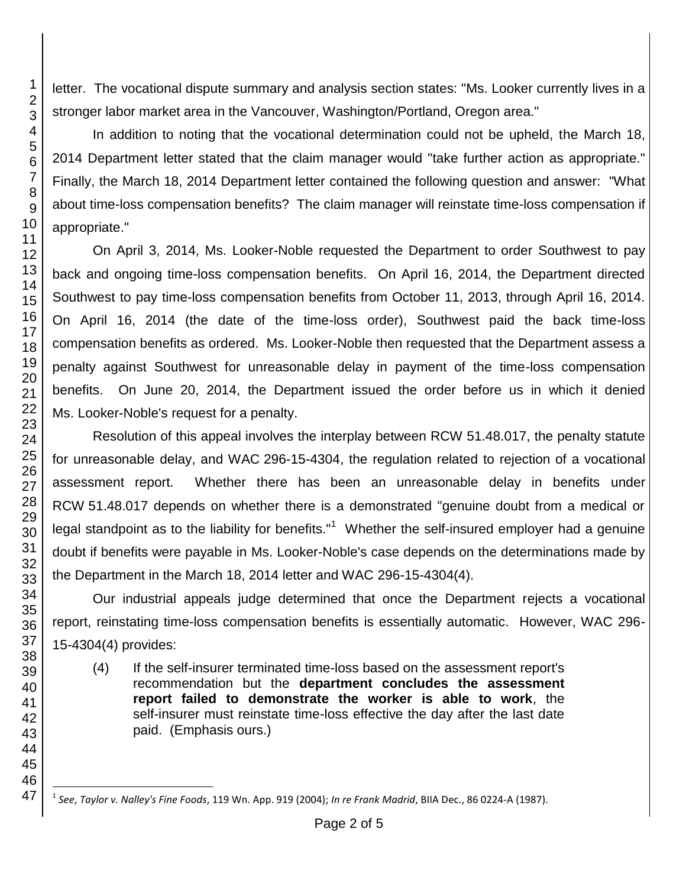letter. The vocational dispute summary and analysis section states: "Ms. Looker currently lives in a stronger labor market area in the Vancouver, Washington/Portland, Oregon area."

In addition to noting that the vocational determination could not be upheld, the March 18, 2014 Department letter stated that the claim manager would "take further action as appropriate." Finally, the March 18, 2014 Department letter contained the following question and answer: "What about time-loss compensation benefits? The claim manager will reinstate time-loss compensation if appropriate."

On April 3, 2014, Ms. Looker-Noble requested the Department to order Southwest to pay back and ongoing time-loss compensation benefits. On April 16, 2014, the Department directed Southwest to pay time-loss compensation benefits from October 11, 2013, through April 16, 2014. On April 16, 2014 (the date of the time-loss order), Southwest paid the back time-loss compensation benefits as ordered. Ms. Looker-Noble then requested that the Department assess a penalty against Southwest for unreasonable delay in payment of the time-loss compensation benefits. On June 20, 2014, the Department issued the order before us in which it denied Ms. Looker-Noble's request for a penalty.

Resolution of this appeal involves the interplay between RCW 51.48.017, the penalty statute for unreasonable delay, and WAC 296-15-4304, the regulation related to rejection of a vocational assessment report. Whether there has been an unreasonable delay in benefits under RCW 51.48.017 depends on whether there is a demonstrated "genuine doubt from a medical or legal standpoint as to the liability for benefits."[1] Whether the self-insured employer had a genuine doubt if benefits were payable in Ms. Looker-Noble's case depends on the determinations made by the Department in the March 18, 2014 letter and WAC 296-15-4304(4).

Our industrial appeals judge determined that once the Department rejects a vocational report, reinstating time-loss compensation benefits is essentially automatic. However, WAC 296-15-4304(4) provides:

> (4) If the self-insurer terminated time-loss based on the assessment report's recommendation but the **department concludes the assessment report failed to demonstrate the worker is able to work**, the self-insurer must reinstate time-loss effective the day after the last date paid. (Emphasis ours.)

---

[1] *See*, *Taylor v. Nalley's Fine Foods*, 119 Wn. App. 919 (2004); *In re Frank Madrid*, BIIA Dec., 86 0224-A (1987).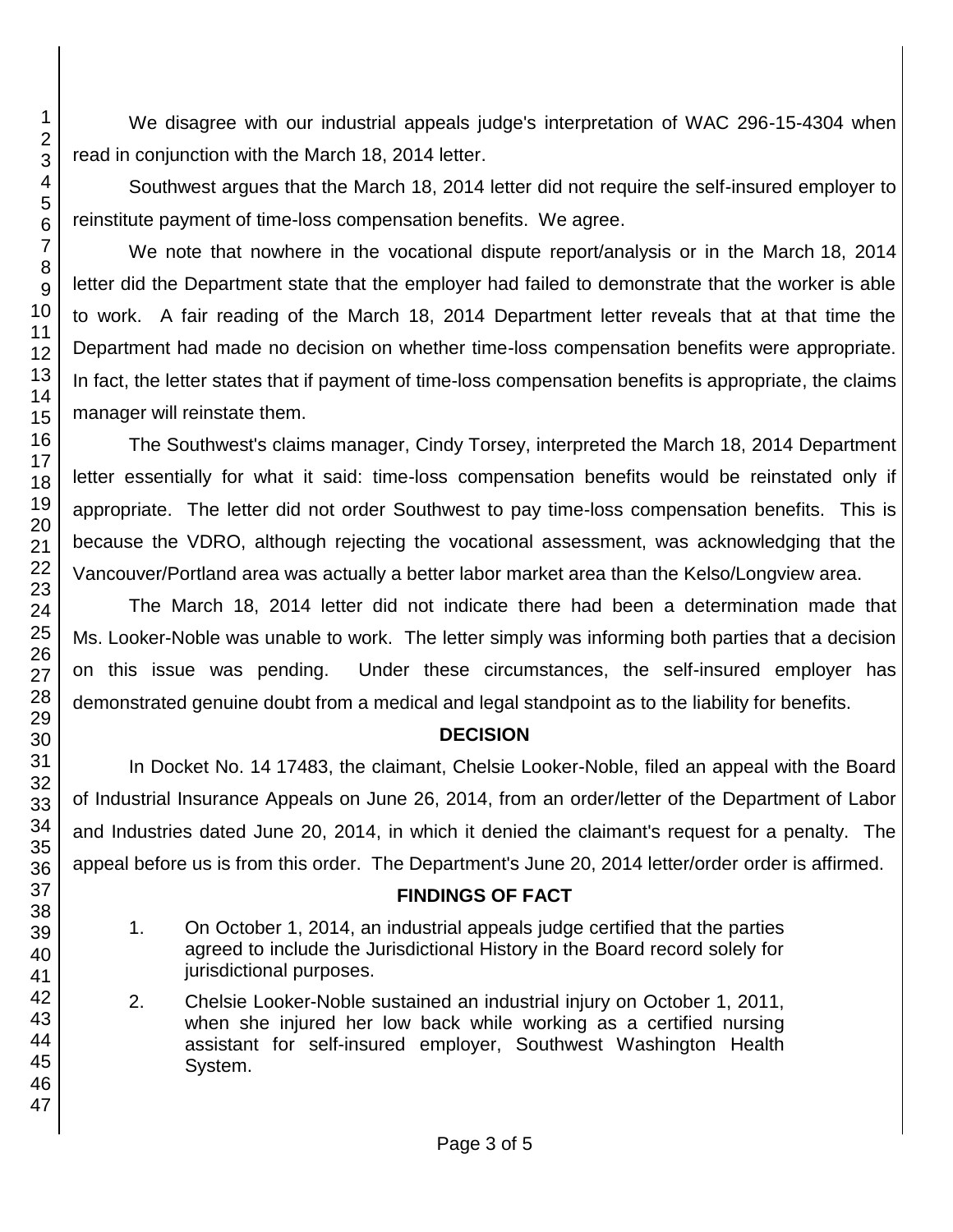We disagree with our industrial appeals judge's interpretation of WAC 296-15-4304 when read in conjunction with the March 18, 2014 letter.

Southwest argues that the March 18, 2014 letter did not require the self-insured employer to reinstitute payment of time-loss compensation benefits. We agree.

We note that nowhere in the vocational dispute report/analysis or in the March 18, 2014 letter did the Department state that the employer had failed to demonstrate that the worker is able to work. A fair reading of the March 18, 2014 Department letter reveals that at that time the Department had made no decision on whether time-loss compensation benefits were appropriate. In fact, the letter states that if payment of time-loss compensation benefits is appropriate, the claims manager will reinstate them.

The Southwest's claims manager, Cindy Torsey, interpreted the March 18, 2014 Department letter essentially for what it said: time-loss compensation benefits would be reinstated only if appropriate. The letter did not order Southwest to pay time-loss compensation benefits. This is because the VDRO, although rejecting the vocational assessment, was acknowledging that the Vancouver/Portland area was actually a better labor market area than the Kelso/Longview area.

The March 18, 2014 letter did not indicate there had been a determination made that Ms. Looker-Noble was unable to work. The letter simply was informing both parties that a decision on this issue was pending. Under these circumstances, the self-insured employer has demonstrated genuine doubt from a medical and legal standpoint as to the liability for benefits.

## DECISION

In Docket No. 14 17483, the claimant, Chelsie Looker-Noble, filed an appeal with the Board of Industrial Insurance Appeals on June 26, 2014, from an order/letter of the Department of Labor and Industries dated June 20, 2014, in which it denied the claimant's request for a penalty. The appeal before us is from this order. The Department's June 20, 2014 letter/order order is affirmed.

## FINDINGS OF FACT

1. On October 1, 2014, an industrial appeals judge certified that the parties agreed to include the Jurisdictional History in the Board record solely for jurisdictional purposes.

2. Chelsie Looker-Noble sustained an industrial injury on October 1, 2011, when she injured her low back while working as a certified nursing assistant for self-insured employer, Southwest Washington Health System.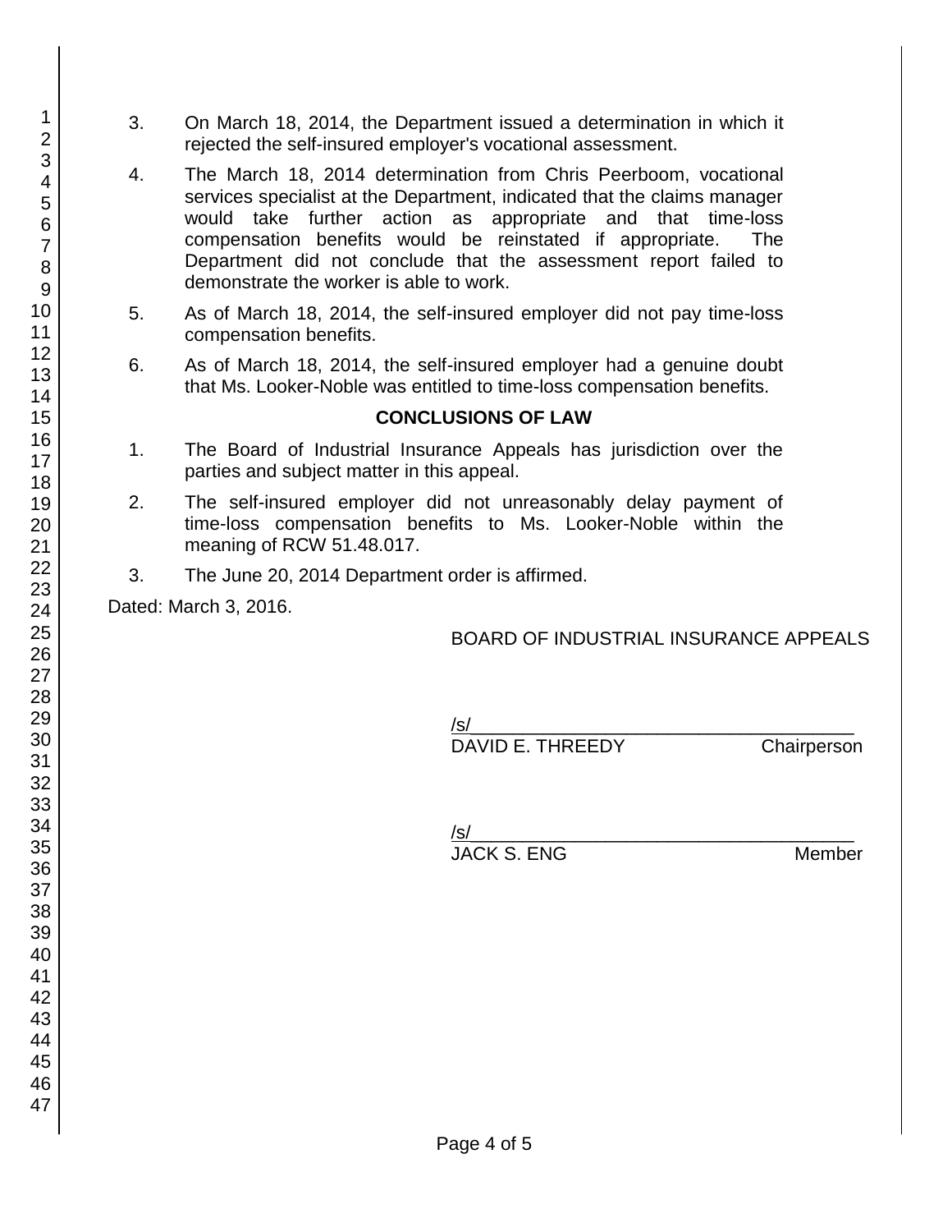3. On March 18, 2014, the Department issued a determination in which it rejected the self-insured employer's vocational assessment.

4. The March 18, 2014 determination from Chris Peerboom, vocational services specialist at the Department, indicated that the claims manager would take further action as appropriate and that time-loss compensation benefits would be reinstated if appropriate. The Department did not conclude that the assessment report failed to demonstrate the worker is able to work.

5. As of March 18, 2014, the self-insured employer did not pay time-loss compensation benefits.

6. As of March 18, 2014, the self-insured employer had a genuine doubt that Ms. Looker-Noble was entitled to time-loss compensation benefits.

## CONCLUSIONS OF LAW

1. The Board of Industrial Insurance Appeals has jurisdiction over the parties and subject matter in this appeal.

2. The self-insured employer did not unreasonably delay payment of time-loss compensation benefits to Ms. Looker-Noble within the meaning of RCW 51.48.017.

3. The June 20, 2014 Department order is affirmed.

Dated: March 3, 2016.

BOARD OF INDUSTRIAL INSURANCE APPEALS

/s/
DAVID E. THREEDY Chairperson

/s/
JACK S. ENG Member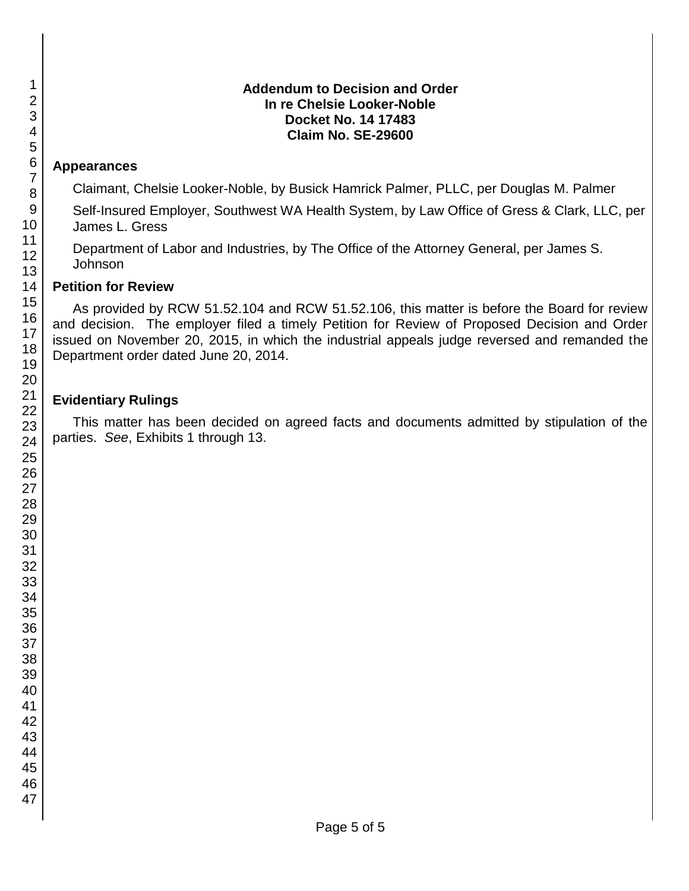**Addendum to Decision and Order**
**In re Chelsie Looker-Noble**
**Docket No. 14 17483**
**Claim No. SE-29600**

## Appearances

Claimant, Chelsie Looker-Noble, by Busick Hamrick Palmer, PLLC, per Douglas M. Palmer

Self-Insured Employer, Southwest WA Health System, by Law Office of Gress & Clark, LLC, per James L. Gress

Department of Labor and Industries, by The Office of the Attorney General, per James S. Johnson

## Petition for Review

As provided by RCW 51.52.104 and RCW 51.52.106, this matter is before the Board for review and decision. The employer filed a timely Petition for Review of Proposed Decision and Order issued on November 20, 2015, in which the industrial appeals judge reversed and remanded the Department order dated June 20, 2014.

## Evidentiary Rulings

This matter has been decided on agreed facts and documents admitted by stipulation of the parties. *See*, Exhibits 1 through 13.